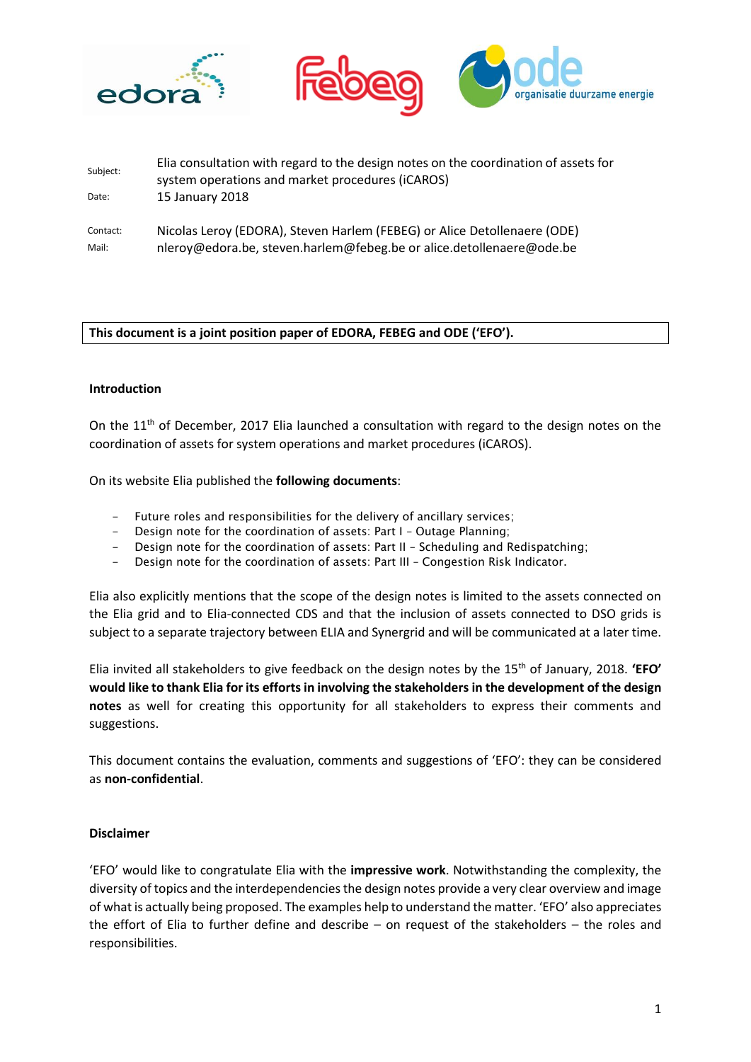| | |
|---|---|
| Subject: | Elia consultation with regard to the design notes on the coordination of assets for system operations and market procedures (iCAROS) |
| Date: | 15 January 2018 |
| Contact: | Nicolas Leroy (EDORA), Steven Harlem (FEBEG) or Alice Detollenaere (ODE) |
| Mail: | nleroy@edora.be, steven.harlem@febeg.be or alice.detollenaere@ode.be |

**This document is a joint position paper of EDORA, FEBEG and ODE ('EFO').**

## Introduction

On the 11th of December, 2017 Elia launched a consultation with regard to the design notes on the coordination of assets for system operations and market procedures (iCAROS).

On its website Elia published the **following documents**:

- Future roles and responsibilities for the delivery of ancillary services;
- Design note for the coordination of assets: Part I – Outage Planning;
- Design note for the coordination of assets: Part II – Scheduling and Redispatching;
- Design note for the coordination of assets: Part III – Congestion Risk Indicator.

Elia also explicitly mentions that the scope of the design notes is limited to the assets connected on the Elia grid and to Elia-connected CDS and that the inclusion of assets connected to DSO grids is subject to a separate trajectory between ELIA and Synergrid and will be communicated at a later time.

Elia invited all stakeholders to give feedback on the design notes by the 15th of January, 2018. **'EFO' would like to thank Elia for its efforts in involving the stakeholders in the development of the design notes** as well for creating this opportunity for all stakeholders to express their comments and suggestions.

This document contains the evaluation, comments and suggestions of 'EFO': they can be considered as **non-confidential**.

## Disclaimer

'EFO' would like to congratulate Elia with the **impressive work**. Notwithstanding the complexity, the diversity of topics and the interdependencies the design notes provide a very clear overview and image of what is actually being proposed. The examples help to understand the matter. 'EFO' also appreciates the effort of Elia to further define and describe – on request of the stakeholders – the roles and responsibilities.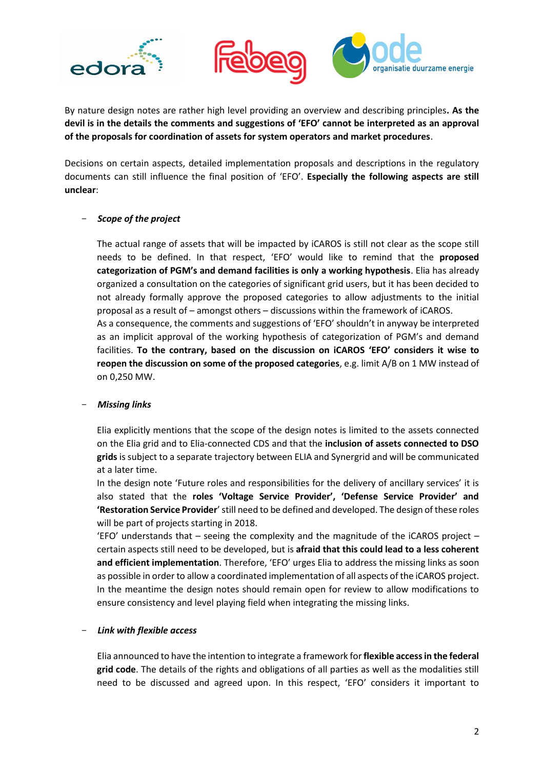By nature design notes are rather high level providing an overview and describing principles**. As the devil is in the details the comments and suggestions of 'EFO' cannot be interpreted as an approval of the proposals for coordination of assets for system operators and market procedures**.

Decisions on certain aspects, detailed implementation proposals and descriptions in the regulatory documents can still influence the final position of 'EFO'. **Especially the following aspects are still unclear**:

- ***Scope of the project***

  The actual range of assets that will be impacted by iCAROS is still not clear as the scope still needs to be defined. In that respect, 'EFO' would like to remind that the **proposed categorization of PGM's and demand facilities is only a working hypothesis**. Elia has already organized a consultation on the categories of significant grid users, but it has been decided to not already formally approve the proposed categories to allow adjustments to the initial proposal as a result of – amongst others – discussions within the framework of iCAROS.
  As a consequence, the comments and suggestions of 'EFO' shouldn't in anyway be interpreted as an implicit approval of the working hypothesis of categorization of PGM's and demand facilities. **To the contrary, based on the discussion on iCAROS 'EFO' considers it wise to reopen the discussion on some of the proposed categories**, e.g. limit A/B on 1 MW instead of on 0,250 MW.

- ***Missing links***

  Elia explicitly mentions that the scope of the design notes is limited to the assets connected on the Elia grid and to Elia-connected CDS and that the **inclusion of assets connected to DSO grids** is subject to a separate trajectory between ELIA and Synergrid and will be communicated at a later time.
  In the design note 'Future roles and responsibilities for the delivery of ancillary services' it is also stated that the **roles 'Voltage Service Provider', 'Defense Service Provider' and 'Restoration Service Provider**' still need to be defined and developed. The design of these roles will be part of projects starting in 2018.
  'EFO' understands that – seeing the complexity and the magnitude of the iCAROS project – certain aspects still need to be developed, but is **afraid that this could lead to a less coherent and efficient implementation**. Therefore, 'EFO' urges Elia to address the missing links as soon as possible in order to allow a coordinated implementation of all aspects of the iCAROS project. In the meantime the design notes should remain open for review to allow modifications to ensure consistency and level playing field when integrating the missing links.

- ***Link with flexible access***

  Elia announced to have the intention to integrate a framework for **flexible access in the federal grid code**. The details of the rights and obligations of all parties as well as the modalities still need to be discussed and agreed upon. In this respect, 'EFO' considers it important to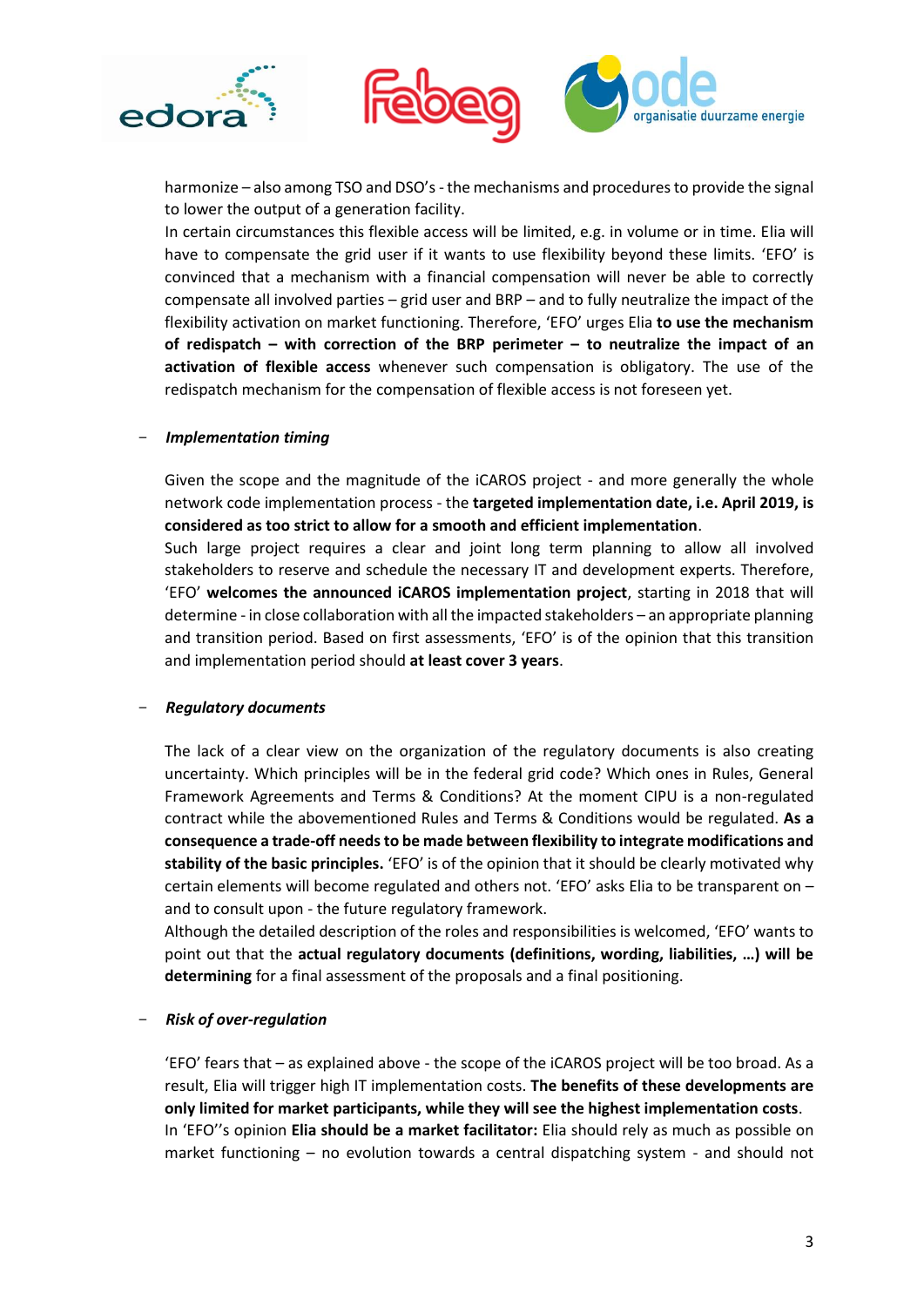harmonize – also among TSO and DSO's - the mechanisms and procedures to provide the signal to lower the output of a generation facility.

In certain circumstances this flexible access will be limited, e.g. in volume or in time. Elia will have to compensate the grid user if it wants to use flexibility beyond these limits. 'EFO' is convinced that a mechanism with a financial compensation will never be able to correctly compensate all involved parties – grid user and BRP – and to fully neutralize the impact of the flexibility activation on market functioning. Therefore, 'EFO' urges Elia **to use the mechanism of redispatch – with correction of the BRP perimeter – to neutralize the impact of an activation of flexible access** whenever such compensation is obligatory. The use of the redispatch mechanism for the compensation of flexible access is not foreseen yet.

- ***Implementation timing***

Given the scope and the magnitude of the iCAROS project - and more generally the whole network code implementation process - the **targeted implementation date, i.e. April 2019, is considered as too strict to allow for a smooth and efficient implementation**.

Such large project requires a clear and joint long term planning to allow all involved stakeholders to reserve and schedule the necessary IT and development experts. Therefore, 'EFO' **welcomes the announced iCAROS implementation project**, starting in 2018 that will determine - in close collaboration with all the impacted stakeholders – an appropriate planning and transition period. Based on first assessments, 'EFO' is of the opinion that this transition and implementation period should **at least cover 3 years**.

- ***Regulatory documents***

The lack of a clear view on the organization of the regulatory documents is also creating uncertainty. Which principles will be in the federal grid code? Which ones in Rules, General Framework Agreements and Terms & Conditions? At the moment CIPU is a non-regulated contract while the abovementioned Rules and Terms & Conditions would be regulated. **As a consequence a trade-off needs to be made between flexibility to integrate modifications and stability of the basic principles.** 'EFO' is of the opinion that it should be clearly motivated why certain elements will become regulated and others not. 'EFO' asks Elia to be transparent on – and to consult upon - the future regulatory framework.

Although the detailed description of the roles and responsibilities is welcomed, 'EFO' wants to point out that the **actual regulatory documents (definitions, wording, liabilities, …) will be determining** for a final assessment of the proposals and a final positioning.

- ***Risk of over-regulation***

'EFO' fears that – as explained above - the scope of the iCAROS project will be too broad. As a result, Elia will trigger high IT implementation costs. **The benefits of these developments are only limited for market participants, while they will see the highest implementation costs**.

In 'EFO''s opinion **Elia should be a market facilitator:** Elia should rely as much as possible on market functioning – no evolution towards a central dispatching system - and should not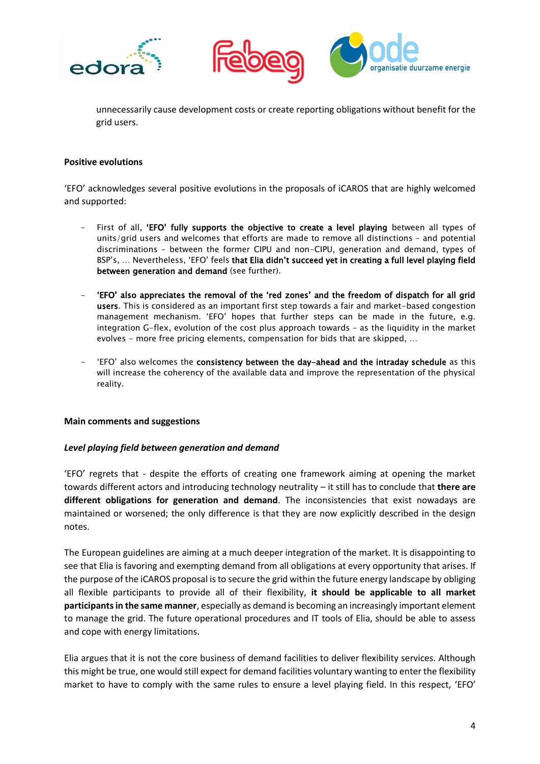unnecessarily cause development costs or create reporting obligations without benefit for the grid users.

**Positive evolutions**

'EFO' acknowledges several positive evolutions in the proposals of iCAROS that are highly welcomed and supported:

- First of all, **'EFO' fully supports the objective to create a level playing** between all types of units/grid users and welcomes that efforts are made to remove all distinctions – and potential discriminations – between the former CIPU and non-CIPU, generation and demand, types of BSP's, … Nevertheless, 'EFO' feels **that Elia didn't succeed yet in creating a full level playing field between generation and demand** (see further).

- **'EFO' also appreciates the removal of the 'red zones' and the freedom of dispatch for all grid users**. This is considered as an important first step towards a fair and market-based congestion management mechanism. 'EFO' hopes that further steps can be made in the future, e.g. integration G-flex, evolution of the cost plus approach towards – as the liquidity in the market evolves – more free pricing elements, compensation for bids that are skipped, …

- 'EFO' also welcomes the **consistency between the day-ahead and the intraday schedule** as this will increase the coherency of the available data and improve the representation of the physical reality.

**Main comments and suggestions**

***Level playing field between generation and demand***

'EFO' regrets that - despite the efforts of creating one framework aiming at opening the market towards different actors and introducing technology neutrality – it still has to conclude that **there are different obligations for generation and demand**. The inconsistencies that exist nowadays are maintained or worsened; the only difference is that they are now explicitly described in the design notes.

The European guidelines are aiming at a much deeper integration of the market. It is disappointing to see that Elia is favoring and exempting demand from all obligations at every opportunity that arises. If the purpose of the iCAROS proposal is to secure the grid within the future energy landscape by obliging all flexible participants to provide all of their flexibility, **it should be applicable to all market participants in the same manner**, especially as demand is becoming an increasingly important element to manage the grid. The future operational procedures and IT tools of Elia, should be able to assess and cope with energy limitations.

Elia argues that it is not the core business of demand facilities to deliver flexibility services. Although this might be true, one would still expect for demand facilities voluntary wanting to enter the flexibility market to have to comply with the same rules to ensure a level playing field. In this respect, 'EFO'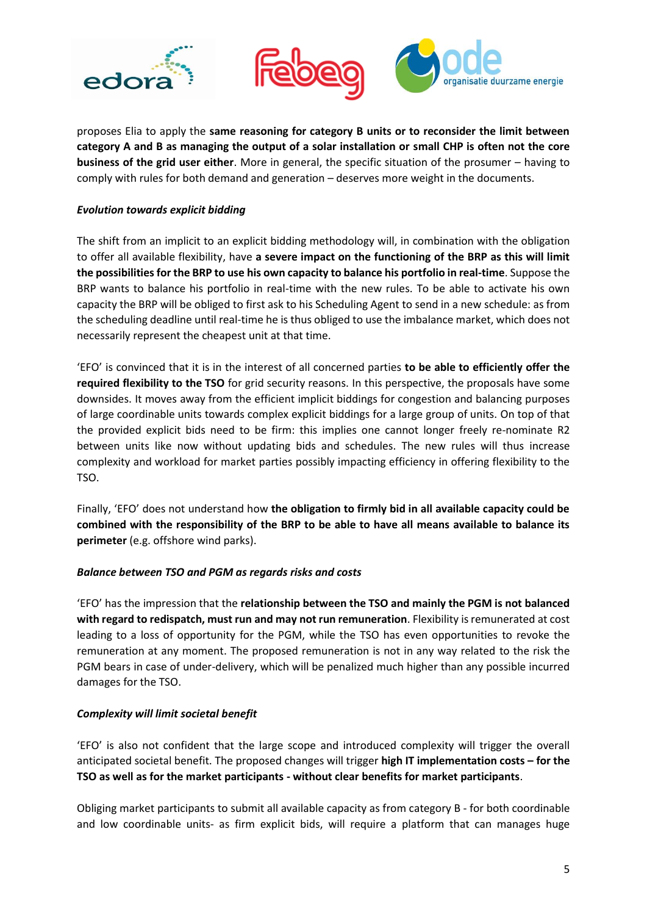proposes Elia to apply the **same reasoning for category B units or to reconsider the limit between category A and B as managing the output of a solar installation or small CHP is often not the core business of the grid user either**. More in general, the specific situation of the prosumer – having to comply with rules for both demand and generation – deserves more weight in the documents.

*Evolution towards explicit bidding*

The shift from an implicit to an explicit bidding methodology will, in combination with the obligation to offer all available flexibility, have **a severe impact on the functioning of the BRP as this will limit the possibilities for the BRP to use his own capacity to balance his portfolio in real-time**. Suppose the BRP wants to balance his portfolio in real-time with the new rules. To be able to activate his own capacity the BRP will be obliged to first ask to his Scheduling Agent to send in a new schedule: as from the scheduling deadline until real-time he is thus obliged to use the imbalance market, which does not necessarily represent the cheapest unit at that time.

'EFO' is convinced that it is in the interest of all concerned parties **to be able to efficiently offer the required flexibility to the TSO** for grid security reasons. In this perspective, the proposals have some downsides. It moves away from the efficient implicit biddings for congestion and balancing purposes of large coordinable units towards complex explicit biddings for a large group of units. On top of that the provided explicit bids need to be firm: this implies one cannot longer freely re-nominate R2 between units like now without updating bids and schedules. The new rules will thus increase complexity and workload for market parties possibly impacting efficiency in offering flexibility to the TSO.

Finally, 'EFO' does not understand how **the obligation to firmly bid in all available capacity could be combined with the responsibility of the BRP to be able to have all means available to balance its perimeter** (e.g. offshore wind parks).

*Balance between TSO and PGM as regards risks and costs*

'EFO' has the impression that the **relationship between the TSO and mainly the PGM is not balanced with regard to redispatch, must run and may not run remuneration**. Flexibility is remunerated at cost leading to a loss of opportunity for the PGM, while the TSO has even opportunities to revoke the remuneration at any moment. The proposed remuneration is not in any way related to the risk the PGM bears in case of under-delivery, which will be penalized much higher than any possible incurred damages for the TSO.

*Complexity will limit societal benefit*

'EFO' is also not confident that the large scope and introduced complexity will trigger the overall anticipated societal benefit. The proposed changes will trigger **high IT implementation costs – for the TSO as well as for the market participants - without clear benefits for market participants**.

Obliging market participants to submit all available capacity as from category B - for both coordinable and low coordinable units- as firm explicit bids, will require a platform that can manages huge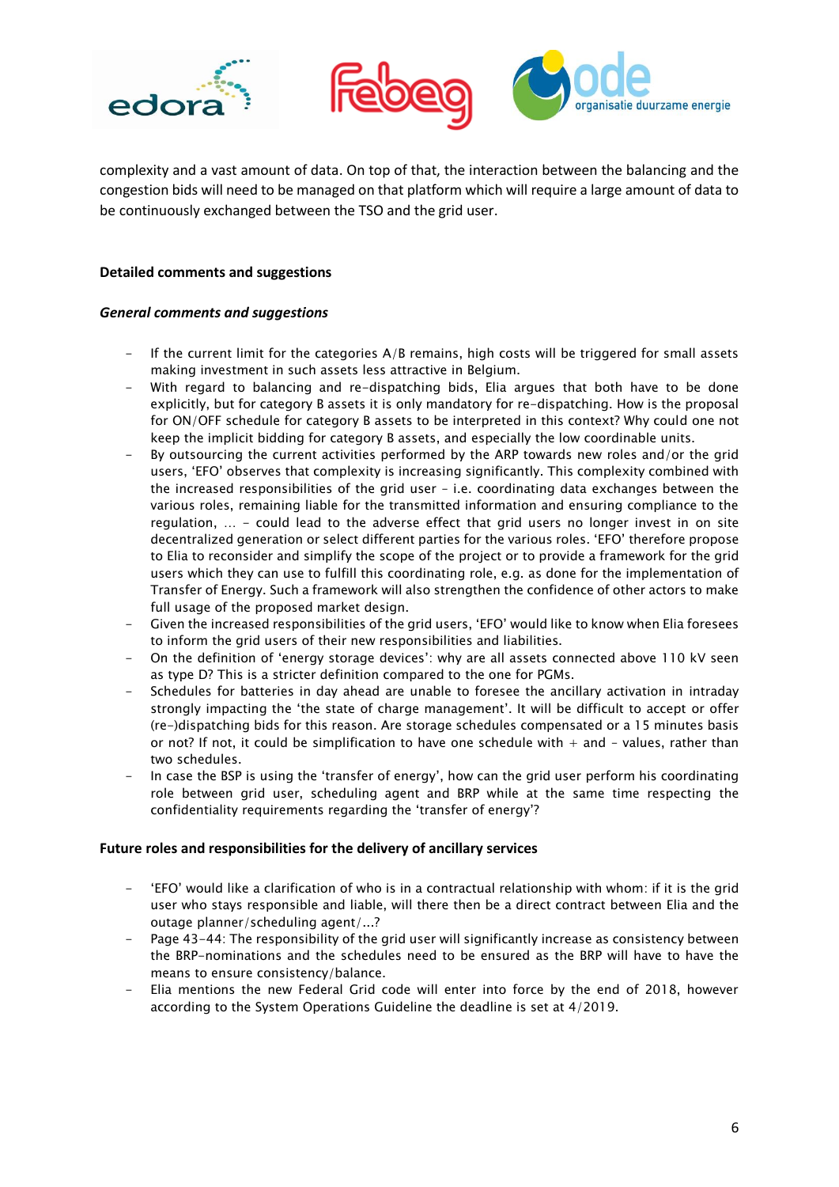complexity and a vast amount of data. On top of that, the interaction between the balancing and the congestion bids will need to be managed on that platform which will require a large amount of data to be continuously exchanged between the TSO and the grid user.

**Detailed comments and suggestions**

***General comments and suggestions***

- If the current limit for the categories A/B remains, high costs will be triggered for small assets making investment in such assets less attractive in Belgium.
- With regard to balancing and re-dispatching bids, Elia argues that both have to be done explicitly, but for category B assets it is only mandatory for re-dispatching. How is the proposal for ON/OFF schedule for category B assets to be interpreted in this context? Why could one not keep the implicit bidding for category B assets, and especially the low coordinable units.
- By outsourcing the current activities performed by the ARP towards new roles and/or the grid users, 'EFO' observes that complexity is increasing significantly. This complexity combined with the increased responsibilities of the grid user – i.e. coordinating data exchanges between the various roles, remaining liable for the transmitted information and ensuring compliance to the regulation, … – could lead to the adverse effect that grid users no longer invest in on site decentralized generation or select different parties for the various roles. 'EFO' therefore propose to Elia to reconsider and simplify the scope of the project or to provide a framework for the grid users which they can use to fulfill this coordinating role, e.g. as done for the implementation of Transfer of Energy. Such a framework will also strengthen the confidence of other actors to make full usage of the proposed market design.
- Given the increased responsibilities of the grid users, 'EFO' would like to know when Elia foresees to inform the grid users of their new responsibilities and liabilities.
- On the definition of 'energy storage devices': why are all assets connected above 110 kV seen as type D? This is a stricter definition compared to the one for PGMs.
- Schedules for batteries in day ahead are unable to foresee the ancillary activation in intraday strongly impacting the 'the state of charge management'. It will be difficult to accept or offer (re-)dispatching bids for this reason. Are storage schedules compensated or a 15 minutes basis or not? If not, it could be simplification to have one schedule with + and – values, rather than two schedules.
- In case the BSP is using the 'transfer of energy', how can the grid user perform his coordinating role between grid user, scheduling agent and BRP while at the same time respecting the confidentiality requirements regarding the 'transfer of energy'?

**Future roles and responsibilities for the delivery of ancillary services**

- 'EFO' would like a clarification of who is in a contractual relationship with whom: if it is the grid user who stays responsible and liable, will there then be a direct contract between Elia and the outage planner/scheduling agent/…?
- Page 43-44: The responsibility of the grid user will significantly increase as consistency between the BRP-nominations and the schedules need to be ensured as the BRP will have to have the means to ensure consistency/balance.
- Elia mentions the new Federal Grid code will enter into force by the end of 2018, however according to the System Operations Guideline the deadline is set at 4/2019.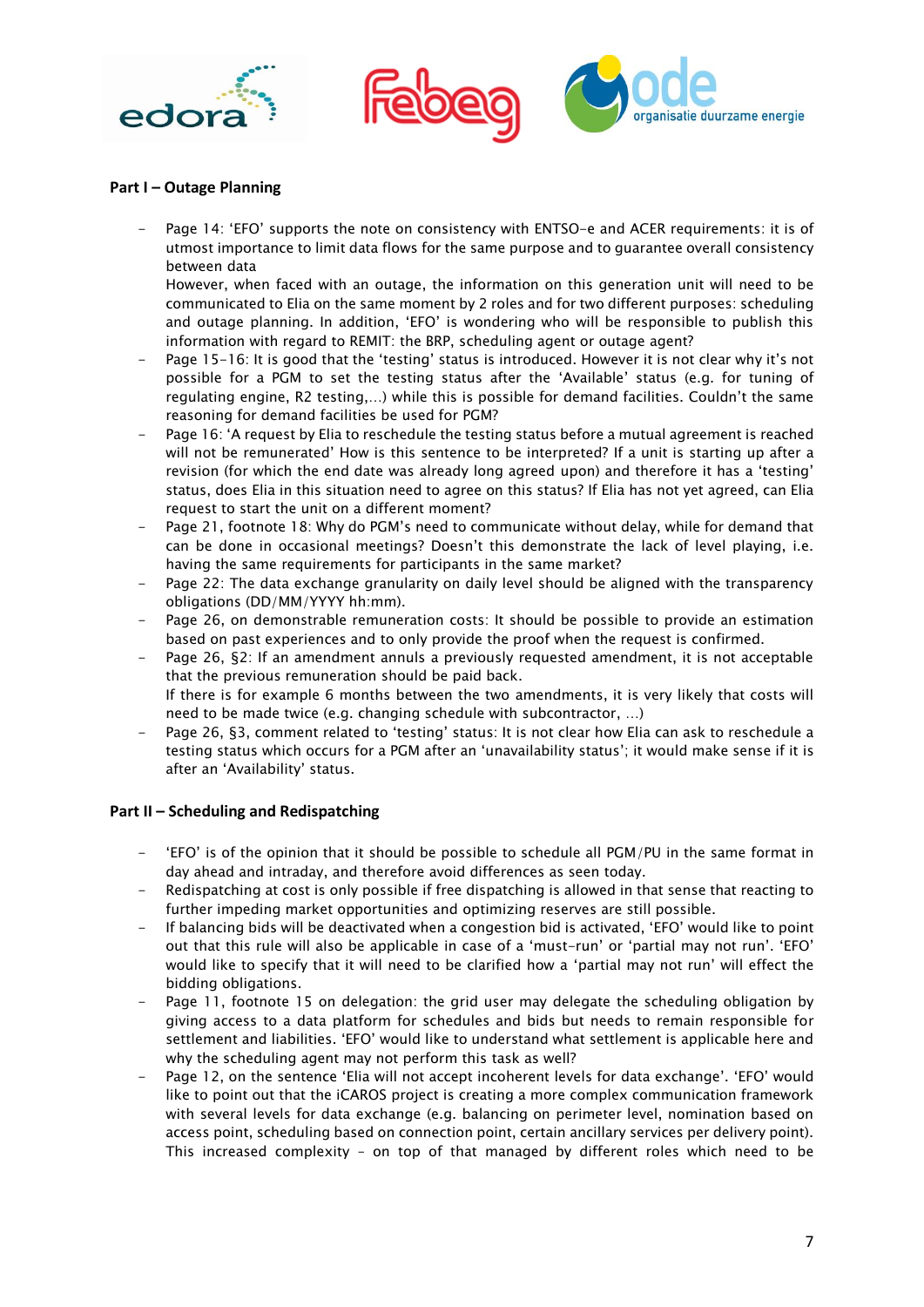**Part I – Outage Planning**

- Page 14: 'EFO' supports the note on consistency with ENTSO-e and ACER requirements: it is of utmost importance to limit data flows for the same purpose and to guarantee overall consistency between data
  However, when faced with an outage, the information on this generation unit will need to be communicated to Elia on the same moment by 2 roles and for two different purposes: scheduling and outage planning. In addition, 'EFO' is wondering who will be responsible to publish this information with regard to REMIT: the BRP, scheduling agent or outage agent?
- Page 15-16: It is good that the 'testing' status is introduced. However it is not clear why it's not possible for a PGM to set the testing status after the 'Available' status (e.g. for tuning of regulating engine, R2 testing,…) while this is possible for demand facilities. Couldn't the same reasoning for demand facilities be used for PGM?
- Page 16: 'A request by Elia to reschedule the testing status before a mutual agreement is reached will not be remunerated' How is this sentence to be interpreted? If a unit is starting up after a revision (for which the end date was already long agreed upon) and therefore it has a 'testing' status, does Elia in this situation need to agree on this status? If Elia has not yet agreed, can Elia request to start the unit on a different moment?
- Page 21, footnote 18: Why do PGM's need to communicate without delay, while for demand that can be done in occasional meetings? Doesn't this demonstrate the lack of level playing, i.e. having the same requirements for participants in the same market?
- Page 22: The data exchange granularity on daily level should be aligned with the transparency obligations (DD/MM/YYYY hh:mm).
- Page 26, on demonstrable remuneration costs: It should be possible to provide an estimation based on past experiences and to only provide the proof when the request is confirmed.
- Page 26, §2: If an amendment annuls a previously requested amendment, it is not acceptable that the previous remuneration should be paid back.
  If there is for example 6 months between the two amendments, it is very likely that costs will need to be made twice (e.g. changing schedule with subcontractor, …)
- Page 26, §3, comment related to 'testing' status: It is not clear how Elia can ask to reschedule a testing status which occurs for a PGM after an 'unavailability status'; it would make sense if it is after an 'Availability' status.

**Part II – Scheduling and Redispatching**

- 'EFO' is of the opinion that it should be possible to schedule all PGM/PU in the same format in day ahead and intraday, and therefore avoid differences as seen today.
- Redispatching at cost is only possible if free dispatching is allowed in that sense that reacting to further impeding market opportunities and optimizing reserves are still possible.
- If balancing bids will be deactivated when a congestion bid is activated, 'EFO' would like to point out that this rule will also be applicable in case of a 'must-run' or 'partial may not run'. 'EFO' would like to specify that it will need to be clarified how a 'partial may not run' will effect the bidding obligations.
- Page 11, footnote 15 on delegation: the grid user may delegate the scheduling obligation by giving access to a data platform for schedules and bids but needs to remain responsible for settlement and liabilities. 'EFO' would like to understand what settlement is applicable here and why the scheduling agent may not perform this task as well?
- Page 12, on the sentence 'Elia will not accept incoherent levels for data exchange'. 'EFO' would like to point out that the iCAROS project is creating a more complex communication framework with several levels for data exchange (e.g. balancing on perimeter level, nomination based on access point, scheduling based on connection point, certain ancillary services per delivery point). This increased complexity – on top of that managed by different roles which need to be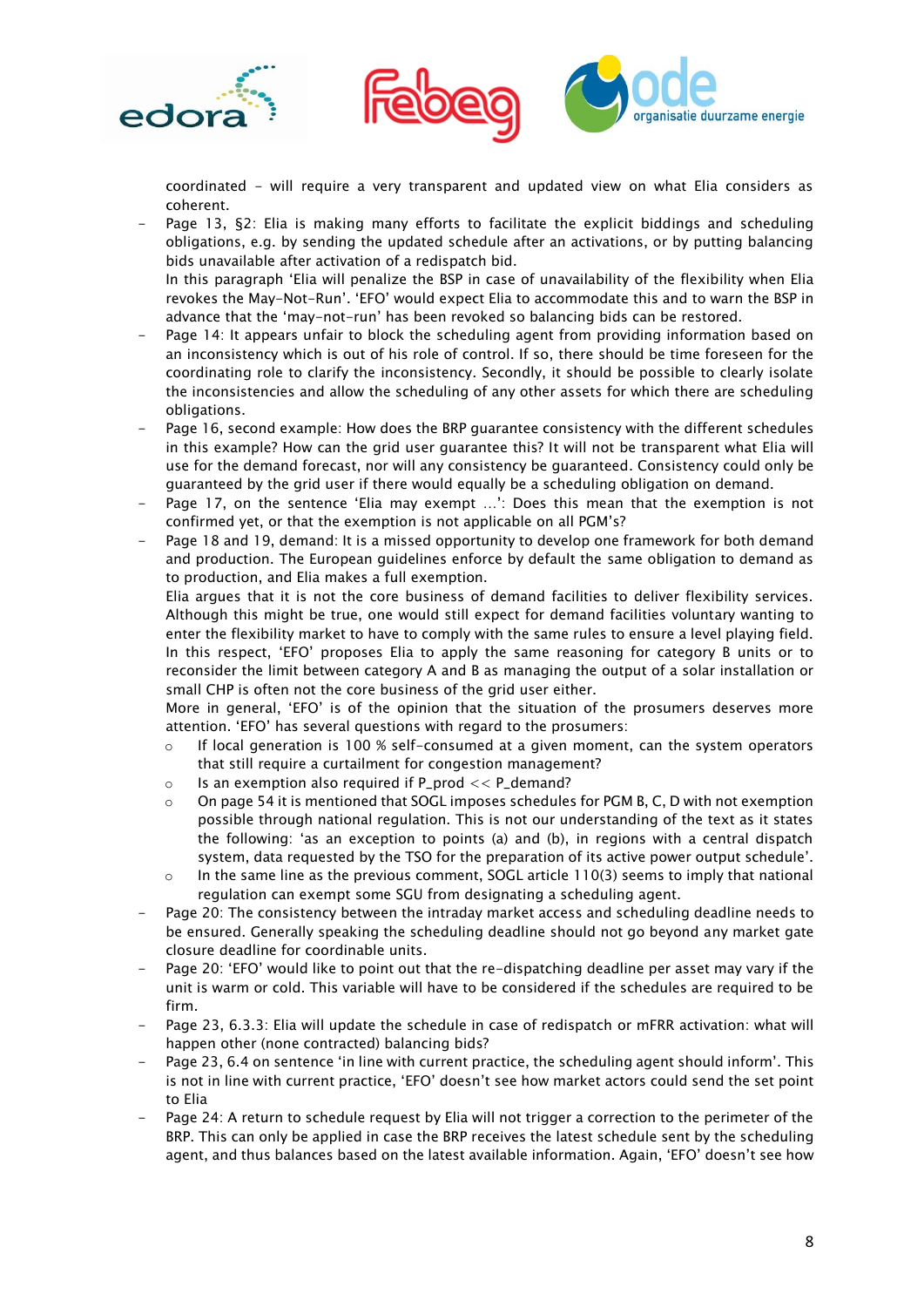coordinated - will require a very transparent and updated view on what Elia considers as coherent.

- Page 13, §2: Elia is making many efforts to facilitate the explicit biddings and scheduling obligations, e.g. by sending the updated schedule after an activations, or by putting balancing bids unavailable after activation of a redispatch bid.
  In this paragraph 'Elia will penalize the BSP in case of unavailability of the flexibility when Elia revokes the May-Not-Run'. 'EFO' would expect Elia to accommodate this and to warn the BSP in advance that the 'may-not-run' has been revoked so balancing bids can be restored.
- Page 14: It appears unfair to block the scheduling agent from providing information based on an inconsistency which is out of his role of control. If so, there should be time foreseen for the coordinating role to clarify the inconsistency. Secondly, it should be possible to clearly isolate the inconsistencies and allow the scheduling of any other assets for which there are scheduling obligations.
- Page 16, second example: How does the BRP guarantee consistency with the different schedules in this example? How can the grid user guarantee this? It will not be transparent what Elia will use for the demand forecast, nor will any consistency be guaranteed. Consistency could only be guaranteed by the grid user if there would equally be a scheduling obligation on demand.
- Page 17, on the sentence 'Elia may exempt ...': Does this mean that the exemption is not confirmed yet, or that the exemption is not applicable on all PGM's?
- Page 18 and 19, demand: It is a missed opportunity to develop one framework for both demand and production. The European guidelines enforce by default the same obligation to demand as to production, and Elia makes a full exemption.
  Elia argues that it is not the core business of demand facilities to deliver flexibility services. Although this might be true, one would still expect for demand facilities voluntary wanting to enter the flexibility market to have to comply with the same rules to ensure a level playing field. In this respect, 'EFO' proposes Elia to apply the same reasoning for category B units or to reconsider the limit between category A and B as managing the output of a solar installation or small CHP is often not the core business of the grid user either.
  More in general, 'EFO' is of the opinion that the situation of the prosumers deserves more attention. 'EFO' has several questions with regard to the prosumers:
  - If local generation is 100 % self-consumed at a given moment, can the system operators that still require a curtailment for congestion management?
  - Is an exemption also required if $P\_prod << P\_demand$?
  - On page 54 it is mentioned that SOGL imposes schedules for PGM B, C, D with not exemption possible through national regulation. This is not our understanding of the text as it states the following: 'as an exception to points (a) and (b), in regions with a central dispatch system, data requested by the TSO for the preparation of its active power output schedule'.
  - In the same line as the previous comment, SOGL article 110(3) seems to imply that national regulation can exempt some SGU from designating a scheduling agent.
- Page 20: The consistency between the intraday market access and scheduling deadline needs to be ensured. Generally speaking the scheduling deadline should not go beyond any market gate closure deadline for coordinable units.
- Page 20: 'EFO' would like to point out that the re-dispatching deadline per asset may vary if the unit is warm or cold. This variable will have to be considered if the schedules are required to be firm.
- Page 23, 6.3.3: Elia will update the schedule in case of redispatch or mFRR activation: what will happen other (none contracted) balancing bids?
- Page 23, 6.4 on sentence 'in line with current practice, the scheduling agent should inform'. This is not in line with current practice, 'EFO' doesn't see how market actors could send the set point to Elia
- Page 24: A return to schedule request by Elia will not trigger a correction to the perimeter of the BRP. This can only be applied in case the BRP receives the latest schedule sent by the scheduling agent, and thus balances based on the latest available information. Again, 'EFO' doesn't see how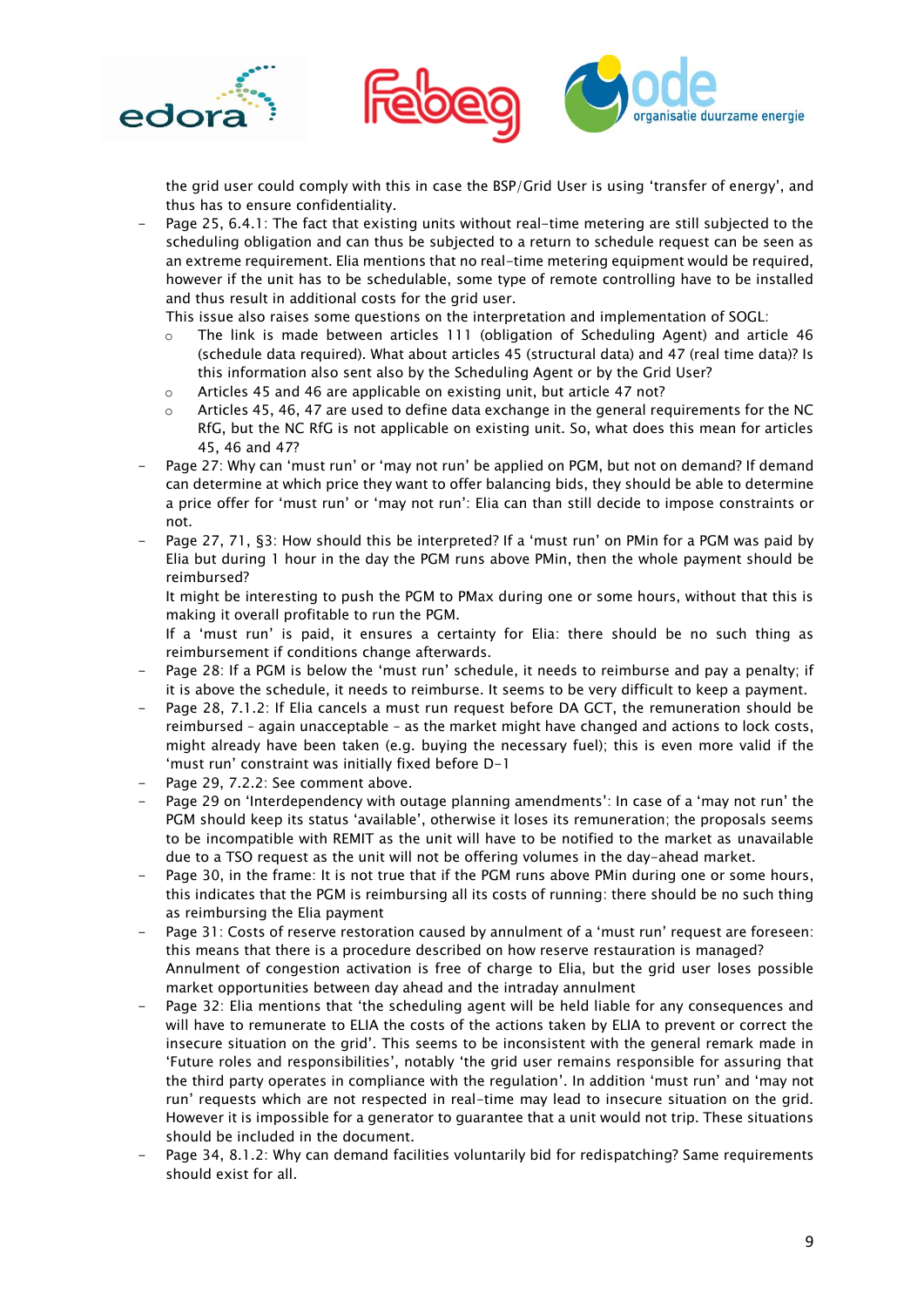the grid user could comply with this in case the BSP/Grid User is using 'transfer of energy', and thus has to ensure confidentiality.

- Page 25, 6.4.1: The fact that existing units without real-time metering are still subjected to the scheduling obligation and can thus be subjected to a return to schedule request can be seen as an extreme requirement. Elia mentions that no real-time metering equipment would be required, however if the unit has to be schedulable, some type of remote controlling have to be installed and thus result in additional costs for the grid user.
  This issue also raises some questions on the interpretation and implementation of SOGL:
  - The link is made between articles 111 (obligation of Scheduling Agent) and article 46 (schedule data required). What about articles 45 (structural data) and 47 (real time data)? Is this information also sent also by the Scheduling Agent or by the Grid User?
  - Articles 45 and 46 are applicable on existing unit, but article 47 not?
  - Articles 45, 46, 47 are used to define data exchange in the general requirements for the NC RfG, but the NC RfG is not applicable on existing unit. So, what does this mean for articles 45, 46 and 47?
- Page 27: Why can 'must run' or 'may not run' be applied on PGM, but not on demand? If demand can determine at which price they want to offer balancing bids, they should be able to determine a price offer for 'must run' or 'may not run': Elia can than still decide to impose constraints or not.
- Page 27, 71, §3: How should this be interpreted? If a 'must run' on PMin for a PGM was paid by Elia but during 1 hour in the day the PGM runs above PMin, then the whole payment should be reimbursed?
  It might be interesting to push the PGM to PMax during one or some hours, without that this is making it overall profitable to run the PGM.
  If a 'must run' is paid, it ensures a certainty for Elia: there should be no such thing as reimbursement if conditions change afterwards.
- Page 28: If a PGM is below the 'must run' schedule, it needs to reimburse and pay a penalty; if it is above the schedule, it needs to reimburse. It seems to be very difficult to keep a payment.
- Page 28, 7.1.2: If Elia cancels a must run request before DA GCT, the remuneration should be reimbursed – again unacceptable – as the market might have changed and actions to lock costs, might already have been taken (e.g. buying the necessary fuel); this is even more valid if the 'must run' constraint was initially fixed before D-1
- Page 29, 7.2.2: See comment above.
- Page 29 on 'Interdependency with outage planning amendments': In case of a 'may not run' the PGM should keep its status 'available', otherwise it loses its remuneration; the proposals seems to be incompatible with REMIT as the unit will have to be notified to the market as unavailable due to a TSO request as the unit will not be offering volumes in the day-ahead market.
- Page 30, in the frame: It is not true that if the PGM runs above PMin during one or some hours, this indicates that the PGM is reimbursing all its costs of running: there should be no such thing as reimbursing the Elia payment
- Page 31: Costs of reserve restoration caused by annulment of a 'must run' request are foreseen: this means that there is a procedure described on how reserve restauration is managed?
  Annulment of congestion activation is free of charge to Elia, but the grid user loses possible market opportunities between day ahead and the intraday annulment
- Page 32: Elia mentions that 'the scheduling agent will be held liable for any consequences and will have to remunerate to ELIA the costs of the actions taken by ELIA to prevent or correct the insecure situation on the grid'. This seems to be inconsistent with the general remark made in 'Future roles and responsibilities', notably 'the grid user remains responsible for assuring that the third party operates in compliance with the regulation'. In addition 'must run' and 'may not run' requests which are not respected in real-time may lead to insecure situation on the grid. However it is impossible for a generator to guarantee that a unit would not trip. These situations should be included in the document.
- Page 34, 8.1.2: Why can demand facilities voluntarily bid for redispatching? Same requirements should exist for all.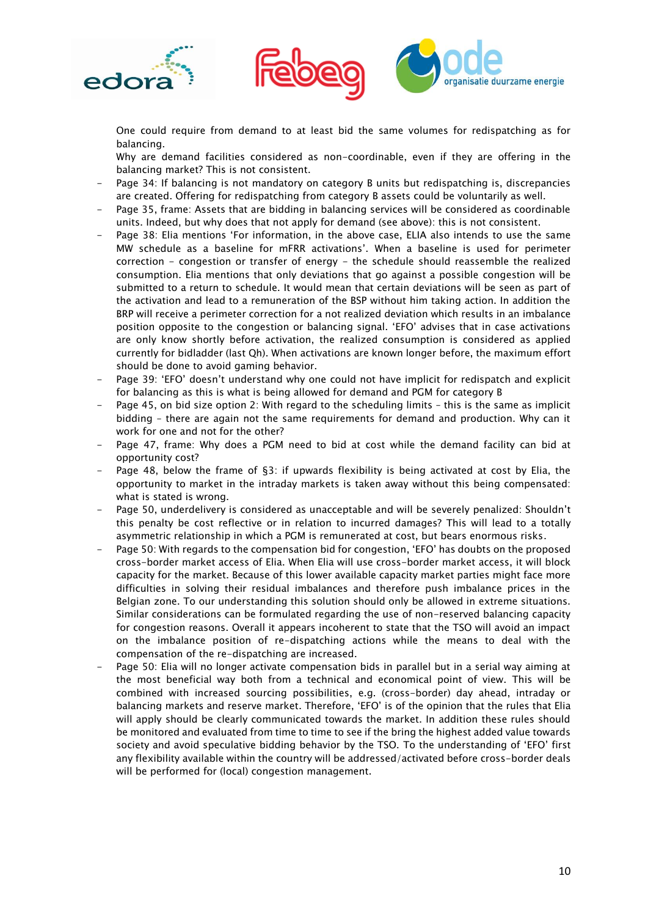One could require from demand to at least bid the same volumes for redispatching as for balancing.

Why are demand facilities considered as non-coordinable, even if they are offering in the balancing market? This is not consistent.

- Page 34: If balancing is not mandatory on category B units but redispatching is, discrepancies are created. Offering for redispatching from category B assets could be voluntarily as well.
- Page 35, frame: Assets that are bidding in balancing services will be considered as coordinable units. Indeed, but why does that not apply for demand (see above): this is not consistent.
- Page 38: Elia mentions 'For information, in the above case, ELIA also intends to use the same MW schedule as a baseline for mFRR activations'. When a baseline is used for perimeter correction – congestion or transfer of energy – the schedule should reassemble the realized consumption. Elia mentions that only deviations that go against a possible congestion will be submitted to a return to schedule. It would mean that certain deviations will be seen as part of the activation and lead to a remuneration of the BSP without him taking action. In addition the BRP will receive a perimeter correction for a not realized deviation which results in an imbalance position opposite to the congestion or balancing signal. 'EFO' advises that in case activations are only know shortly before activation, the realized consumption is considered as applied currently for bidladder (last Qh). When activations are known longer before, the maximum effort should be done to avoid gaming behavior.
- Page 39: 'EFO' doesn't understand why one could not have implicit for redispatch and explicit for balancing as this is what is being allowed for demand and PGM for category B
- Page 45, on bid size option 2: With regard to the scheduling limits – this is the same as implicit bidding – there are again not the same requirements for demand and production. Why can it work for one and not for the other?
- Page 47, frame: Why does a PGM need to bid at cost while the demand facility can bid at opportunity cost?
- Page 48, below the frame of §3: if upwards flexibility is being activated at cost by Elia, the opportunity to market in the intraday markets is taken away without this being compensated: what is stated is wrong.
- Page 50, underdelivery is considered as unacceptable and will be severely penalized: Shouldn't this penalty be cost reflective or in relation to incurred damages? This will lead to a totally asymmetric relationship in which a PGM is remunerated at cost, but bears enormous risks.
- Page 50: With regards to the compensation bid for congestion, 'EFO' has doubts on the proposed cross-border market access of Elia. When Elia will use cross-border market access, it will block capacity for the market. Because of this lower available capacity market parties might face more difficulties in solving their residual imbalances and therefore push imbalance prices in the Belgian zone. To our understanding this solution should only be allowed in extreme situations. Similar considerations can be formulated regarding the use of non-reserved balancing capacity for congestion reasons. Overall it appears incoherent to state that the TSO will avoid an impact on the imbalance position of re-dispatching actions while the means to deal with the compensation of the re-dispatching are increased.
- Page 50: Elia will no longer activate compensation bids in parallel but in a serial way aiming at the most beneficial way both from a technical and economical point of view. This will be combined with increased sourcing possibilities, e.g. (cross-border) day ahead, intraday or balancing markets and reserve market. Therefore, 'EFO' is of the opinion that the rules that Elia will apply should be clearly communicated towards the market. In addition these rules should be monitored and evaluated from time to time to see if the bring the highest added value towards society and avoid speculative bidding behavior by the TSO. To the understanding of 'EFO' first any flexibility available within the country will be addressed/activated before cross-border deals will be performed for (local) congestion management.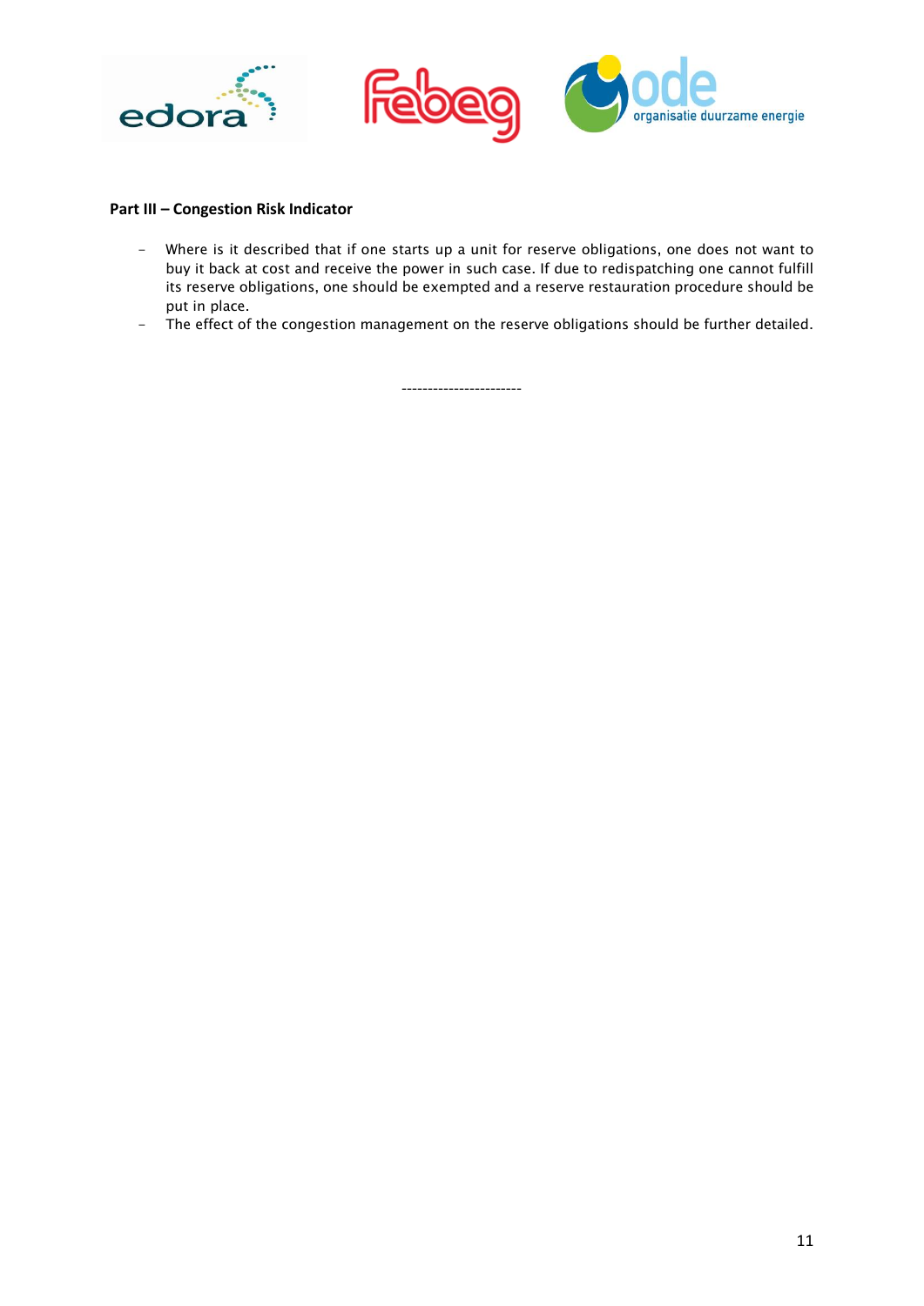**Part III – Congestion Risk Indicator**

- Where is it described that if one starts up a unit for reserve obligations, one does not want to buy it back at cost and receive the power in such case. If due to redispatching one cannot fulfill its reserve obligations, one should be exempted and a reserve restauration procedure should be put in place.
- The effect of the congestion management on the reserve obligations should be further detailed.

-----------------------